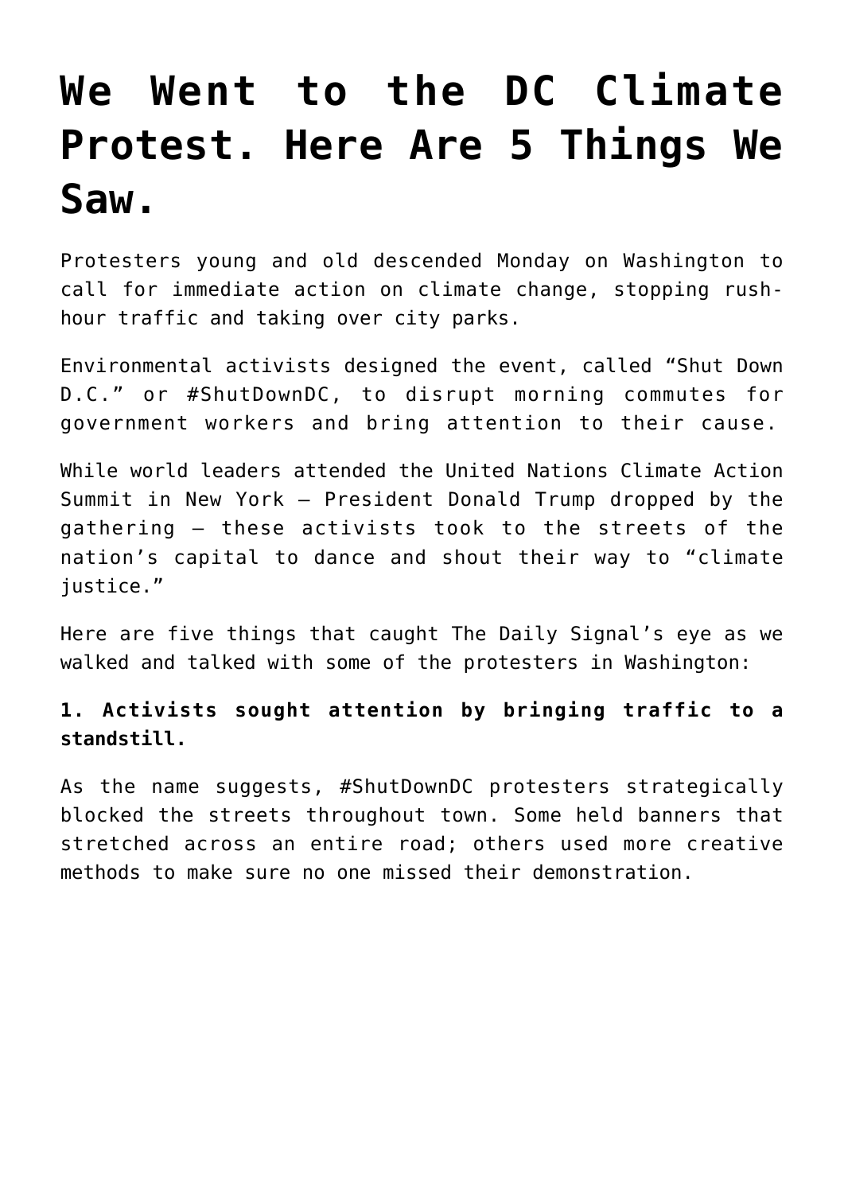# We Went to the DC Climate Protest. Here Are 5 Things We Saw.

Protesters young and old descended Monday on Washington to call for immediate action on climate change, stopping rush-hour traffic and taking over city parks.

Environmental activists designed the event, called "Shut Down D.C." or #ShutDownDC, to disrupt morning commutes for government workers and bring attention to their cause.

While world leaders attended the United Nations Climate Action Summit in New York — President Donald Trump dropped by the gathering — these activists took to the streets of the nation's capital to dance and shout their way to "climate justice."

Here are five things that caught The Daily Signal's eye as we walked and talked with some of the protesters in Washington:

**1. Activists sought attention by bringing traffic to a standstill.**

As the name suggests, #ShutDownDC protesters strategically blocked the streets throughout town. Some held banners that stretched across an entire road; others used more creative methods to make sure no one missed their demonstration.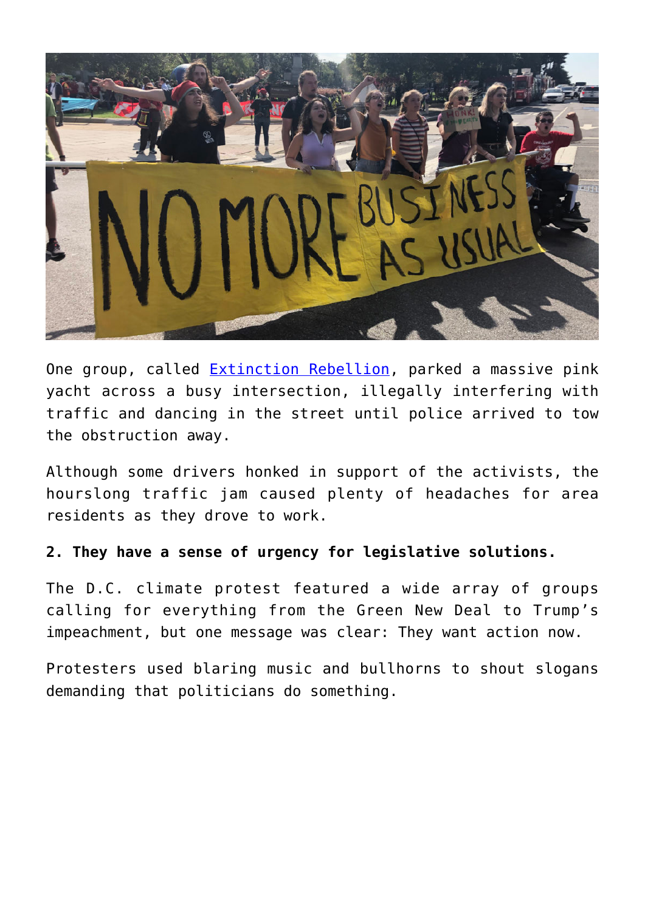One group, called [Extinction Rebellion](), parked a massive pink yacht across a busy intersection, illegally interfering with traffic and dancing in the street until police arrived to tow the obstruction away.

Although some drivers honked in support of the activists, the hourslong traffic jam caused plenty of headaches for area residents as they drove to work.

**2. They have a sense of urgency for legislative solutions.**

The D.C. climate protest featured a wide array of groups calling for everything from the Green New Deal to Trump's impeachment, but one message was clear: They want action now.

Protesters used blaring music and bullhorns to shout slogans demanding that politicians do something.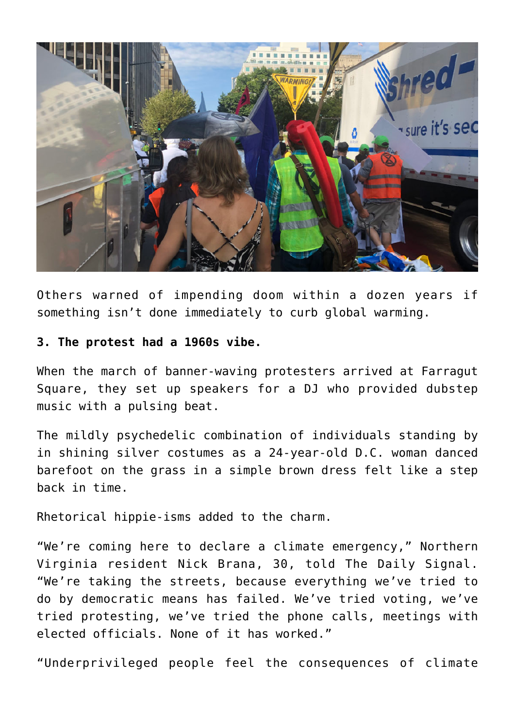Others warned of impending doom within a dozen years if something isn't done immediately to curb global warming.

**3. The protest had a 1960s vibe.**

When the march of banner-waving protesters arrived at Farragut Square, they set up speakers for a DJ who provided dubstep music with a pulsing beat.

The mildly psychedelic combination of individuals standing by in shining silver costumes as a 24-year-old D.C. woman danced barefoot on the grass in a simple brown dress felt like a step back in time.

Rhetorical hippie-isms added to the charm.

"We're coming here to declare a climate emergency," Northern Virginia resident Nick Brana, 30, told The Daily Signal. "We're taking the streets, because everything we've tried to do by democratic means has failed. We've tried voting, we've tried protesting, we've tried the phone calls, meetings with elected officials. None of it has worked."

"Underprivileged people feel the consequences of climate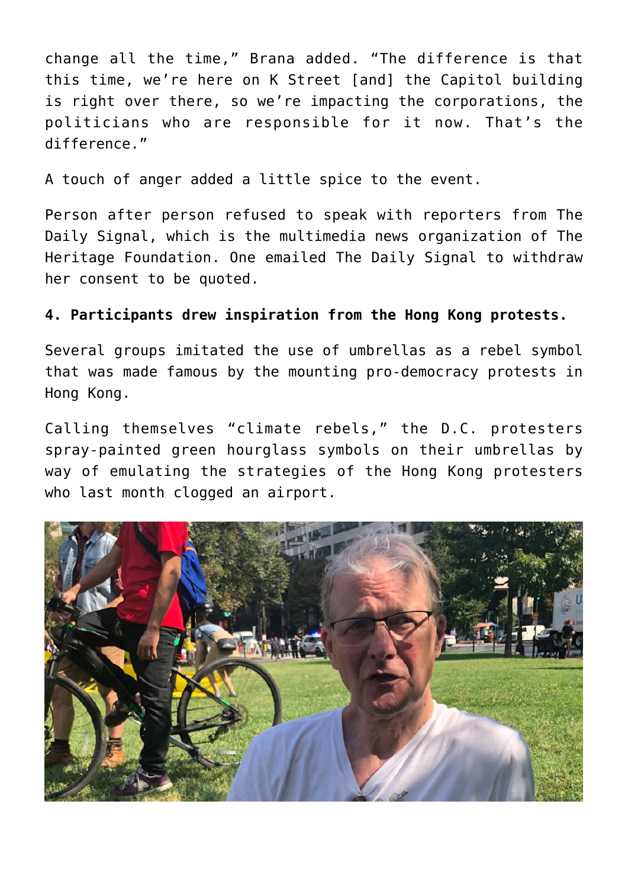change all the time," Brana added. "The difference is that this time, we're here on K Street [and] the Capitol building is right over there, so we're impacting the corporations, the politicians who are responsible for it now. That's the difference."

A touch of anger added a little spice to the event.

Person after person refused to speak with reporters from The Daily Signal, which is the multimedia news organization of The Heritage Foundation. One emailed The Daily Signal to withdraw her consent to be quoted.

**4. Participants drew inspiration from the Hong Kong protests.**

Several groups imitated the use of umbrellas as a rebel symbol that was made famous by the mounting pro-democracy protests in Hong Kong.

Calling themselves "climate rebels," the D.C. protesters spray-painted green hourglass symbols on their umbrellas by way of emulating the strategies of the Hong Kong protesters who last month clogged an airport.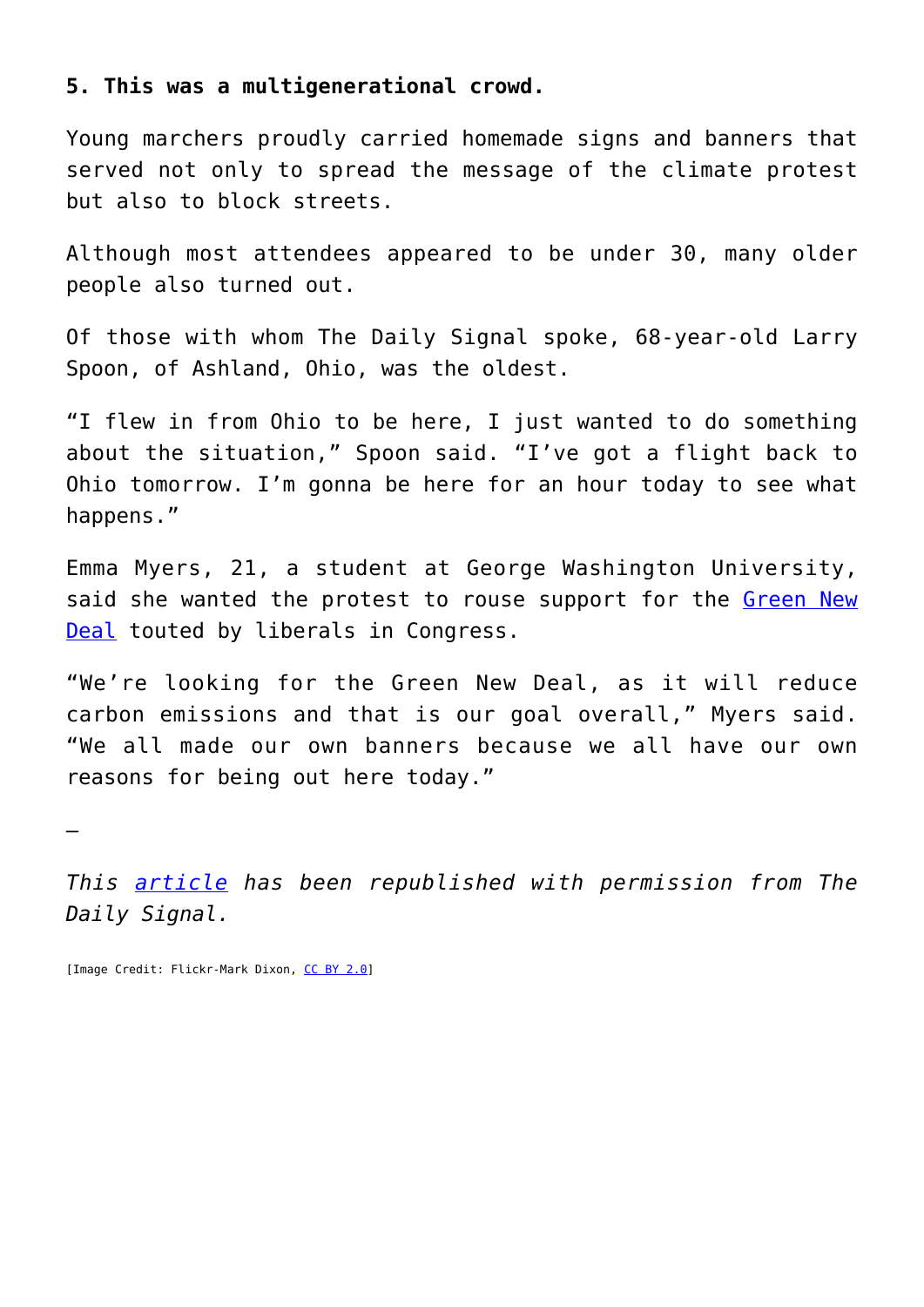**5. This was a multigenerational crowd.**

Young marchers proudly carried homemade signs and banners that served not only to spread the message of the climate protest but also to block streets.

Although most attendees appeared to be under 30, many older people also turned out.

Of those with whom The Daily Signal spoke, 68-year-old Larry Spoon, of Ashland, Ohio, was the oldest.

"I flew in from Ohio to be here, I just wanted to do something about the situation," Spoon said. "I've got a flight back to Ohio tomorrow. I'm gonna be here for an hour today to see what happens."

Emma Myers, 21, a student at George Washington University, said she wanted the protest to rouse support for the Green New Deal touted by liberals in Congress.

"We're looking for the Green New Deal, as it will reduce carbon emissions and that is our goal overall," Myers said. "We all made our own banners because we all have our own reasons for being out here today."

—

*This article has been republished with permission from The Daily Signal.*

[Image Credit: Flickr-Mark Dixon, CC BY 2.0]